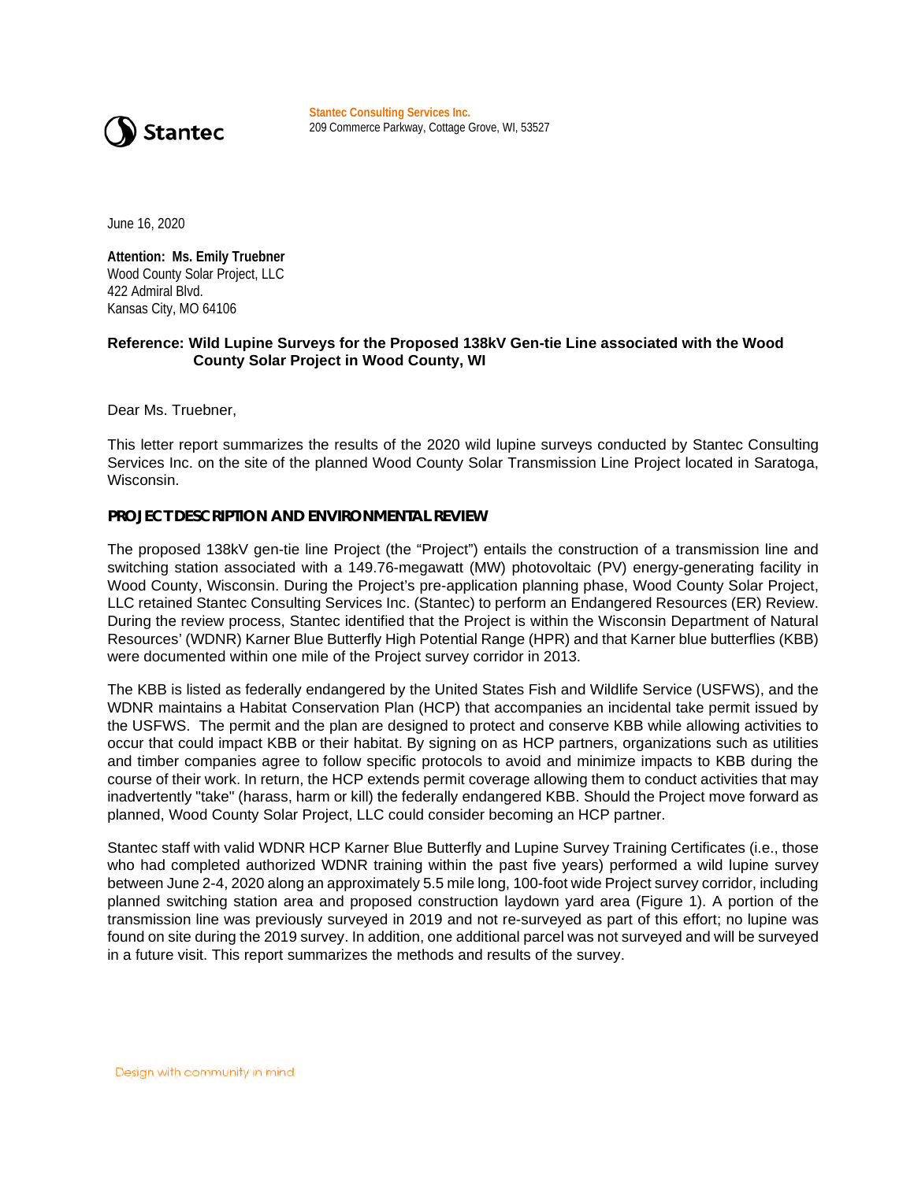Stantec Consulting Services Inc.
209 Commerce Parkway, Cottage Grove, WI, 53527

June 16, 2020

**Attention: Ms. Emily Truebner**
Wood County Solar Project, LLC
422 Admiral Blvd.
Kansas City, MO 64106

**Reference: Wild Lupine Surveys for the Proposed 138kV Gen-tie Line associated with the Wood County Solar Project in Wood County, WI**

Dear Ms. Truebner,

This letter report summarizes the results of the 2020 wild lupine surveys conducted by Stantec Consulting Services Inc. on the site of the planned Wood County Solar Transmission Line Project located in Saratoga, Wisconsin.

## PROJECT DESCRIPTION AND ENVIRONMENTAL REVIEW

The proposed 138kV gen-tie line Project (the "Project") entails the construction of a transmission line and switching station associated with a 149.76-megawatt (MW) photovoltaic (PV) energy-generating facility in Wood County, Wisconsin. During the Project's pre-application planning phase, Wood County Solar Project, LLC retained Stantec Consulting Services Inc. (Stantec) to perform an Endangered Resources (ER) Review. During the review process, Stantec identified that the Project is within the Wisconsin Department of Natural Resources' (WDNR) Karner Blue Butterfly High Potential Range (HPR) and that Karner blue butterflies (KBB) were documented within one mile of the Project survey corridor in 2013.

The KBB is listed as federally endangered by the United States Fish and Wildlife Service (USFWS), and the WDNR maintains a Habitat Conservation Plan (HCP) that accompanies an incidental take permit issued by the USFWS. The permit and the plan are designed to protect and conserve KBB while allowing activities to occur that could impact KBB or their habitat. By signing on as HCP partners, organizations such as utilities and timber companies agree to follow specific protocols to avoid and minimize impacts to KBB during the course of their work. In return, the HCP extends permit coverage allowing them to conduct activities that may inadvertently "take" (harass, harm or kill) the federally endangered KBB. Should the Project move forward as planned, Wood County Solar Project, LLC could consider becoming an HCP partner.

Stantec staff with valid WDNR HCP Karner Blue Butterfly and Lupine Survey Training Certificates (i.e., those who had completed authorized WDNR training within the past five years) performed a wild lupine survey between June 2-4, 2020 along an approximately 5.5 mile long, 100-foot wide Project survey corridor, including planned switching station area and proposed construction laydown yard area (Figure 1). A portion of the transmission line was previously surveyed in 2019 and not re-surveyed as part of this effort; no lupine was found on site during the 2019 survey. In addition, one additional parcel was not surveyed and will be surveyed in a future visit. This report summarizes the methods and results of the survey.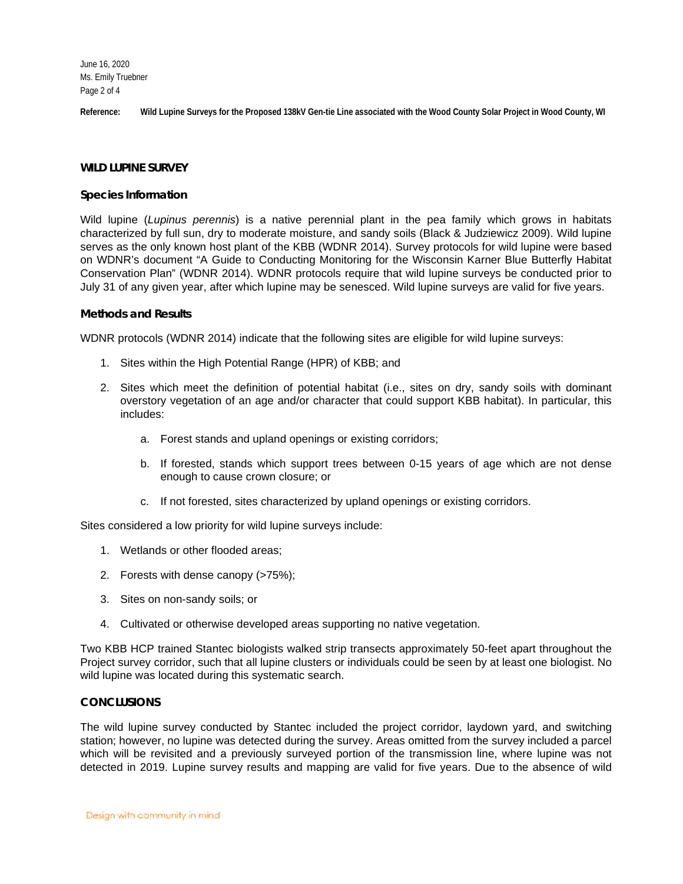## WILD LUPINE SURVEY

### Species Information

Wild lupine (*Lupinus perennis*) is a native perennial plant in the pea family which grows in habitats characterized by full sun, dry to moderate moisture, and sandy soils (Black & Judziewicz 2009). Wild lupine serves as the only known host plant of the KBB (WDNR 2014). Survey protocols for wild lupine were based on WDNR's document "A Guide to Conducting Monitoring for the Wisconsin Karner Blue Butterfly Habitat Conservation Plan" (WDNR 2014). WDNR protocols require that wild lupine surveys be conducted prior to July 31 of any given year, after which lupine may be senesced. Wild lupine surveys are valid for five years.

### Methods and Results

WDNR protocols (WDNR 2014) indicate that the following sites are eligible for wild lupine surveys:

1. Sites within the High Potential Range (HPR) of KBB; and

2. Sites which meet the definition of potential habitat (i.e., sites on dry, sandy soils with dominant overstory vegetation of an age and/or character that could support KBB habitat). In particular, this includes:

    a. Forest stands and upland openings or existing corridors;

    b. If forested, stands which support trees between 0-15 years of age which are not dense enough to cause crown closure; or

    c. If not forested, sites characterized by upland openings or existing corridors.

Sites considered a low priority for wild lupine surveys include:

1. Wetlands or other flooded areas;

2. Forests with dense canopy (>75%);

3. Sites on non-sandy soils; or

4. Cultivated or otherwise developed areas supporting no native vegetation.

Two KBB HCP trained Stantec biologists walked strip transects approximately 50-feet apart throughout the Project survey corridor, such that all lupine clusters or individuals could be seen by at least one biologist. No wild lupine was located during this systematic search.

## CONCLUSIONS

The wild lupine survey conducted by Stantec included the project corridor, laydown yard, and switching station; however, no lupine was detected during the survey. Areas omitted from the survey included a parcel which will be revisited and a previously surveyed portion of the transmission line, where lupine was not detected in 2019. Lupine survey results and mapping are valid for five years. Due to the absence of wild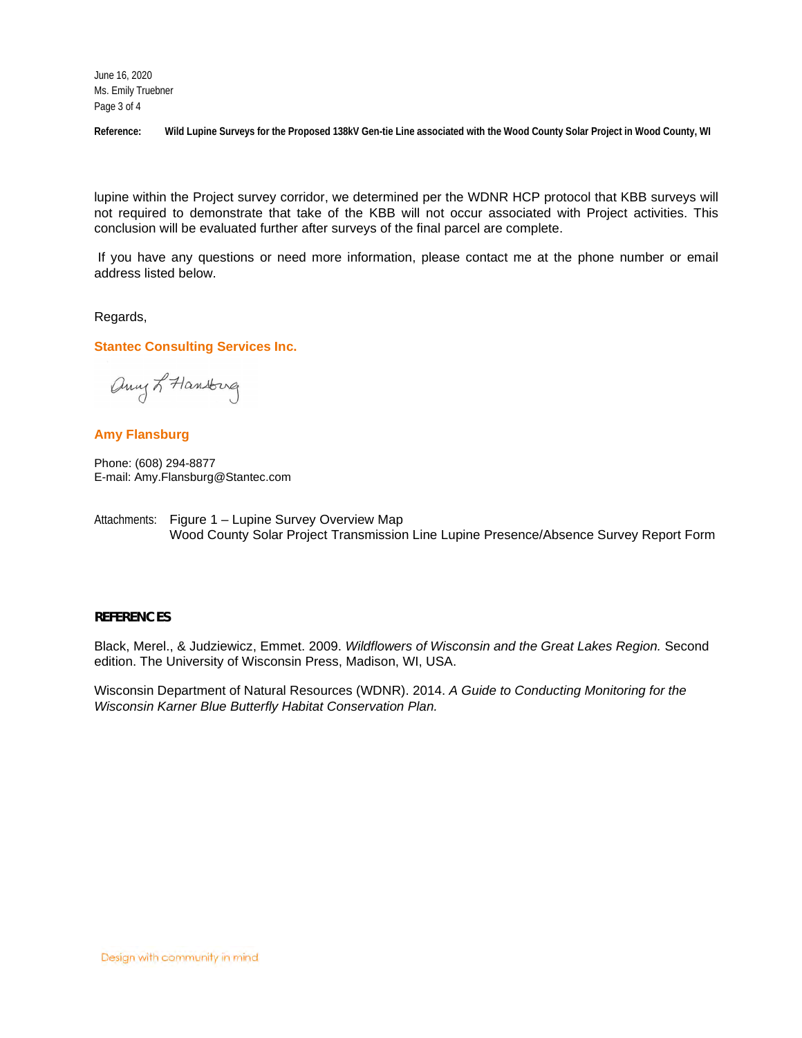lupine within the Project survey corridor, we determined per the WDNR HCP protocol that KBB surveys will not required to demonstrate that take of the KBB will not occur associated with Project activities. This conclusion will be evaluated further after surveys of the final parcel are complete.

If you have any questions or need more information, please contact me at the phone number or email address listed below.

Regards,

**Stantec Consulting Services Inc.**

**Amy Flansburg**

Phone: (608) 294-8877
E-mail: Amy.Flansburg@Stantec.com

Attachments: Figure 1 – Lupine Survey Overview Map
Wood County Solar Project Transmission Line Lupine Presence/Absence Survey Report Form

## REFERENCES

Black, Merel., & Judziewicz, Emmet. 2009. *Wildflowers of Wisconsin and the Great Lakes Region.* Second edition. The University of Wisconsin Press, Madison, WI, USA.

Wisconsin Department of Natural Resources (WDNR). 2014. *A Guide to Conducting Monitoring for the Wisconsin Karner Blue Butterfly Habitat Conservation Plan.*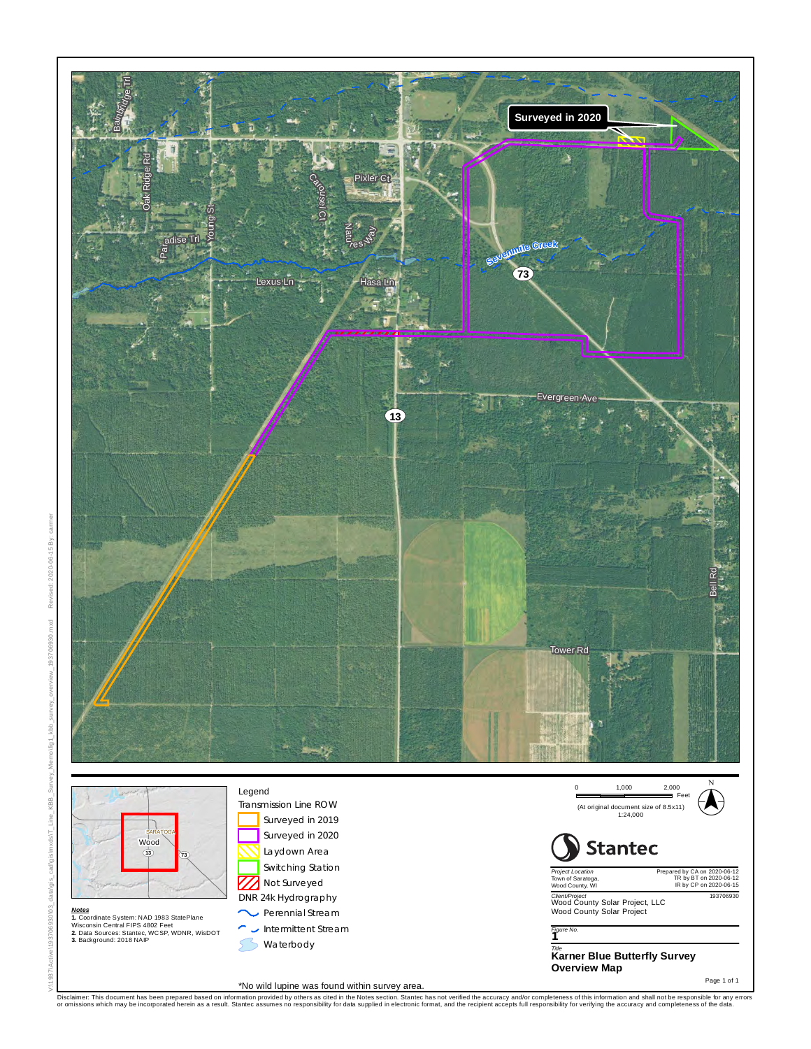Surveyed in 2020

Bainbridge Trl
Oak Ridge Rd
Young St
Paradise Trl
Carousel Ct
Pixler Ct
Natures Way
Lexus Ln
Hasa Ln
Sevenmile Creek
73
13
Evergreen Ave
Bell Rd
Tower Rd

SARATOGA
Wood
13
73

**Notes**
1. Coordinate System: NAD 1983 StatePlane Wisconsin Central FIPS 4802 Feet
2. Data Sources: Stantec, WCSP, WDNR, WisDOT
3. Background: 2018 NAIP

Legend

Transmission Line ROW

- Surveyed in 2019
- Surveyed in 2020
- Laydown Area
- Switching Station
- Not Surveyed

DNR 24k Hydrography

- Perennial Stream
- Intermittent Stream
- Waterbody

*No wild lupine was found within survey area.

0 1,000 2,000 Feet

(At original document size of 8.5x11)
1:24,000

N

Stantec

Project Location
Town of Saratoga,
Wood County, WI

Prepared by CA on 2020-06-12
TR by BT on 2020-06-12
IR by CP on 2020-06-15

193706930

Client/Project
Wood County Solar Project, LLC
Wood County Solar Project

Figure No.
**1**

Title
**Karner Blue Butterfly Survey Overview Map**

Disclaimer: This document has been prepared based on information provided by others as cited in the Notes section. Stantec has not verified the accuracy and/or completeness of this information and shall not be responsible for any errors or omissions which may be incorporated herein as a result. Stantec assumes no responsibility for data supplied in electronic format, and the recipient accepts full responsibility for verifying the accuracy and completeness of the data.

V:\1937\Active\193706930\03_data\gis_cad\gis\mxds\T_Line_KBB_Survey_Memo\fig1_kbb_survey_overview_193706930.mxd Revised: 2020-06-15 By: carmer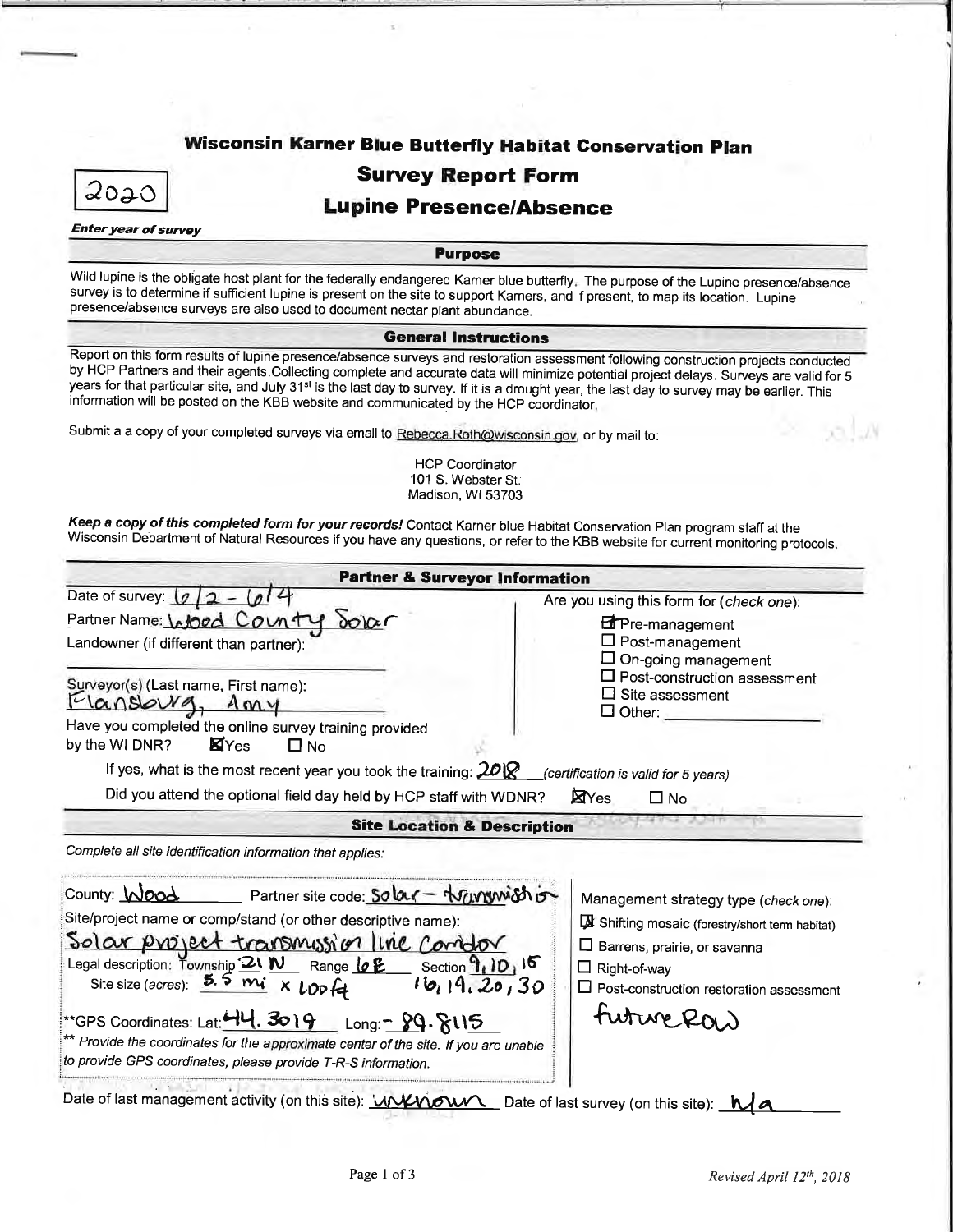# Wisconsin Karner Blue Butterfly Habitat Conservation Plan

## Survey Report Form

## Lupine Presence/Absence

2020

***Enter year of survey***

### Purpose

Wild lupine is the obligate host plant for the federally endangered Karner blue butterfly. The purpose of the Lupine presence/absence survey is to determine if sufficient lupine is present on the site to support Karners, and if present, to map its location. Lupine presence/absence surveys are also used to document nectar plant abundance.

### General Instructions

Report on this form results of lupine presence/absence surveys and restoration assessment following construction projects conducted by HCP Partners and their agents.Collecting complete and accurate data will minimize potential project delays. Surveys are valid for 5 years for that particular site, and July 31st is the last day to survey. If it is a drought year, the last day to survey may be earlier. This information will be posted on the KBB website and communicated by the HCP coordinator.

Submit a copy of your completed surveys via email to Rebecca.Roth@wisconsin.gov, or by mail to:

HCP Coordinator
101 S. Webster St.
Madison, WI 53703

***Keep a copy of this completed form for your records!*** Contact Karner blue Habitat Conservation Plan program staff at the Wisconsin Department of Natural Resources if you have any questions, or refer to the KBB website for current monitoring protocols.

### Partner & Surveyor Information

Date of survey: 6/2 - 6/4

Partner Name: Wood County Solar

Landowner (if different than partner):

Surveyor(s) (Last name, First name): Flansburg, Amy

Have you completed the online survey training provided by the WI DNR? ☒ Yes ☐ No

Are you using this form for (*check one*):

- ☒ Pre-management
- ☐ Post-management
- ☐ On-going management
- ☐ Post-construction assessment
- ☐ Site assessment
- ☐ Other:

If yes, what is the most recent year you took the training: 2018 (*certification is valid for 5 years*)

Did you attend the optional field day held by HCP staff with WDNR? ☒ Yes ☐ No

### Site Location & Description

*Complete all site identification information that applies:*

County: Wood Partner site code: Solar - transmission

Site/project name or comp/stand (or other descriptive name): Solar project transmission line Corridor

Legal description: Township 21 N Range 6 E Section 9, 10, 15, 16, 19, 20, 30

Site size (*acres*): 5.5 mi x 100 ft

**GPS Coordinates: Lat: 44.3019 Long: - 89.8115

*** Provide the coordinates for the approximate center of the site. If you are unable to provide GPS coordinates, please provide T-R-S information.*

Management strategy type (*check one*):

- ☒ Shifting mosaic (forestry/short term habitat)
- ☐ Barrens, prairie, or savanna
- ☐ Right-of-way
- ☐ Post-construction restoration assessment

future ROW

Date of last management activity (on this site): unknown Date of last survey (on this site): n/a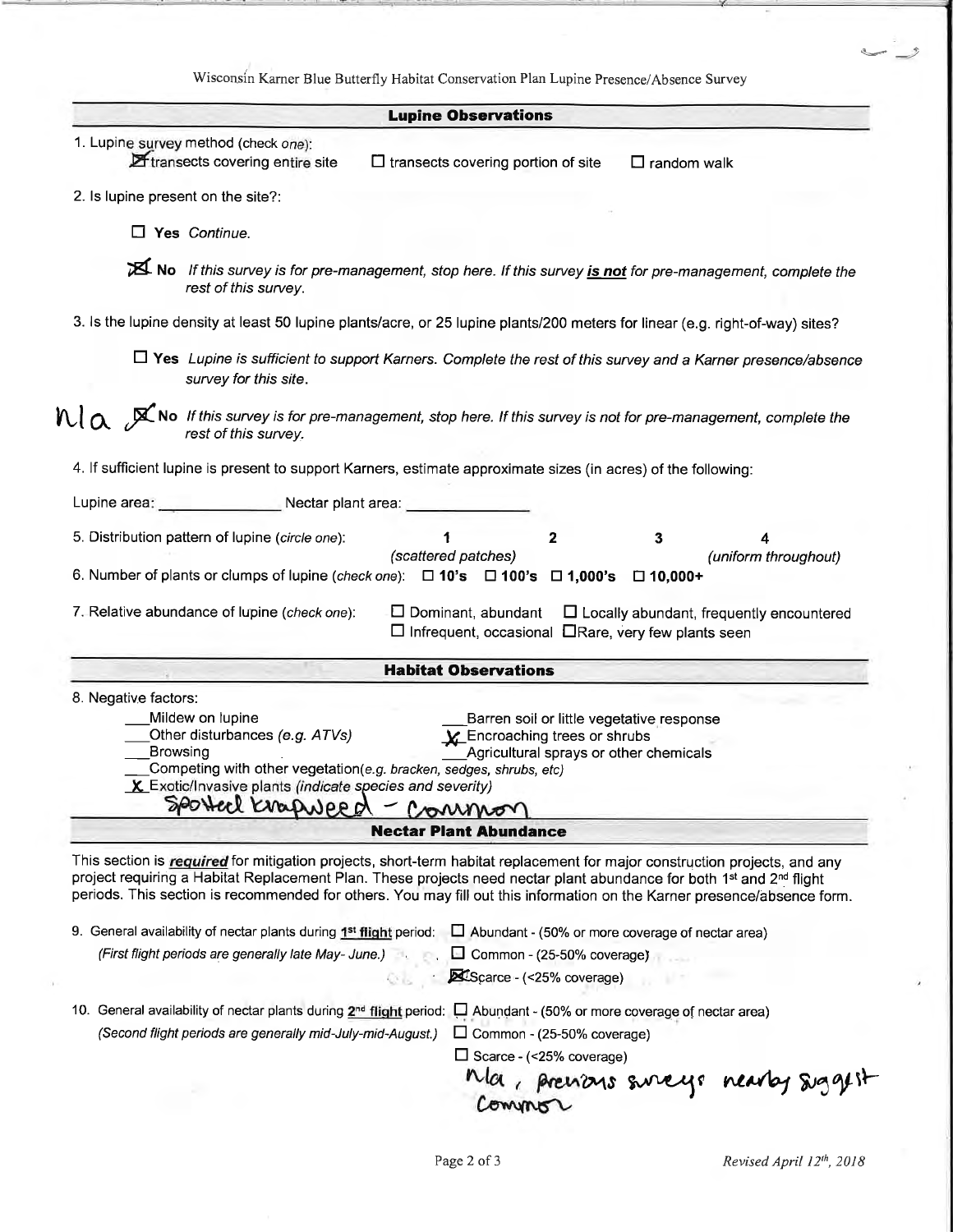Wisconsin Karner Blue Butterfly Habitat Conservation Plan Lupine Presence/Absence Survey

## Lupine Observations

1. Lupine survey method (check *one*):
   - [x] transects covering entire site
   - [ ] transects covering portion of site
   - [ ] random walk

2. Is lupine present on the site?:
   - [ ] **Yes** *Continue.*
   - [x] **No** *If this survey is for pre-management, stop here. If this survey **is not** for pre-management, complete the rest of this survey.*

3. Is the lupine density at least 50 lupine plants/acre, or 25 lupine plants/200 meters for linear (e.g. right-of-way) sites?
   - [ ] **Yes** *Lupine is sufficient to support Karners. Complete the rest of this survey and a Karner presence/absence survey for this site.*
   - n/a [x] **No** *If this survey is for pre-management, stop here. If this survey is not for pre-management, complete the rest of this survey.*

4. If sufficient lupine is present to support Karners, estimate approximate sizes (in acres) of the following:

   Lupine area: ______________ Nectar plant area: ______________

5. Distribution pattern of lupine (*circle one*): 1 *(scattered patches)* 2 3 4 *(uniform throughout)*

6. Number of plants or clumps of lupine (*check one*): ☐ **10's** ☐ **100's** ☐ **1,000's** ☐ **10,000+**

7. Relative abundance of lupine (*check one*):
   - [ ] Dominant, abundant
   - [ ] Locally abundant, frequently encountered
   - [ ] Infrequent, occasional
   - [ ] Rare, very few plants seen

## Habitat Observations

8. Negative factors:
   - ___Mildew on lupine
   - ___Other disturbances *(e.g. ATVs)*
   - ___Browsing
   - ___Competing with other vegetation*(e.g. bracken, sedges, shrubs, etc)*
   - _X_ Exotic/Invasive plants *(indicate species and severity)* Spotted knapweed - common
   - ___Barren soil or little vegetative response
   - _X_ Encroaching trees or shrubs
   - ___Agricultural sprays or other chemicals

## Nectar Plant Abundance

This section is ***required*** for mitigation projects, short-term habitat replacement for major construction projects, and any project requiring a Habitat Replacement Plan. These projects need nectar plant abundance for both 1st and 2nd flight periods. This section is recommended for others. You may fill out this information on the Karner presence/absence form.

9. General availability of nectar plants during **1st flight** period: *(First flight periods are generally late May- June.)*
   - [ ] Abundant - (50% or more coverage of nectar area)
   - [ ] Common - (25-50% coverage)
   - [x] Scarce - (<25% coverage)

10. General availability of nectar plants during **2nd flight** period: *(Second flight periods are generally mid-July-mid-August.)*
    - [ ] Abundant - (50% or more coverage of nectar area)
    - [ ] Common - (25-50% coverage)
    - [ ] Scarce - (<25% coverage)

    n/a, previous surveys nearby suggest common

*Revised April 12th, 2018*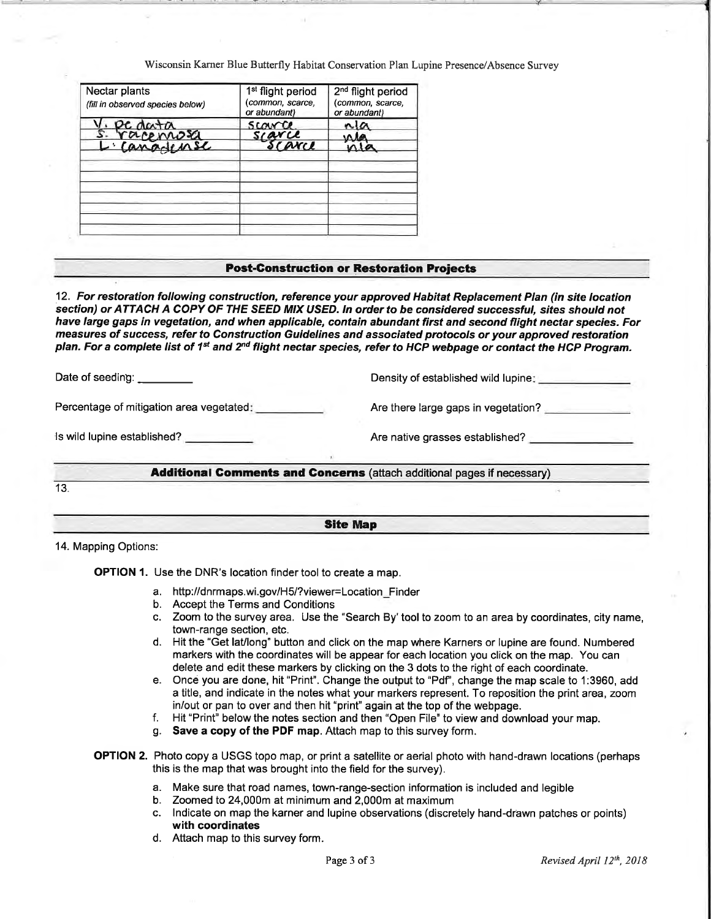Wisconsin Karner Blue Butterfly Habitat Conservation Plan Lupine Presence/Absence Survey

| Nectar plants *(fill in observed species below)* | 1st flight period *(common, scarce, or abundant)* | 2nd flight period *(common, scarce, or abundant)* |
|---|---|---|
| V. pedata | scarce | n/a |
| S. racemosa | scarce | n/a |
| L. canadense | scarce | n/a |
| | | |
| | | |
| | | |
| | | |
| | | |
| | | |

## Post-Construction or Restoration Projects

12. ***For restoration following construction, reference your approved Habitat Replacement Plan (in site location section) or ATTACH A COPY OF THE SEED MIX USED. In order to be considered successful, sites should not have large gaps in vegetation, and when applicable, contain abundant first and second flight nectar species. For measures of success, refer to Construction Guidelines and associated protocols or your approved restoration plan. For a complete list of 1st and 2nd flight nectar species, refer to HCP webpage or contact the HCP Program.***

Date of seeding: \_\_\_\_\_\_\_\_\_

Density of established wild lupine: \_\_\_\_\_\_\_\_\_\_\_\_\_\_\_

Percentage of mitigation area vegetated: \_\_\_\_\_\_\_\_\_\_\_

Are there large gaps in vegetation? \_\_\_\_\_\_\_\_\_\_\_\_\_\_

Is wild lupine established? \_\_\_\_\_\_\_\_\_\_\_

Are native grasses established? \_\_\_\_\_\_\_\_\_\_\_\_\_\_\_\_\_

## Additional Comments and Concerns (attach additional pages if necessary)

13.

## Site Map

14. Mapping Options:

**OPTION 1.** Use the DNR's location finder tool to create a map.

a. http://dnrmaps.wi.gov/H5/?viewer=Location_Finder
b. Accept the Terms and Conditions
c. Zoom to the survey area. Use the "Search By' tool to zoom to an area by coordinates, city name, town-range section, etc.
d. Hit the "Get lat/long" button and click on the map where Karners or lupine are found. Numbered markers with the coordinates will be appear for each location you click on the map. You can delete and edit these markers by clicking on the 3 dots to the right of each coordinate.
e. Once you are done, hit "Print". Change the output to "Pdf", change the map scale to 1:3960, add a title, and indicate in the notes what your markers represent. To reposition the print area, zoom in/out or pan to over and then hit "print" again at the top of the webpage.
f. Hit "Print" below the notes section and then "Open File" to view and download your map.
g. **Save a copy of the PDF map**. Attach map to this survey form.

**OPTION 2.** Photo copy a USGS topo map, or print a satellite or aerial photo with hand-drawn locations (perhaps this is the map that was brought into the field for the survey).

a. Make sure that road names, town-range-section information is included and legible
b. Zoomed to 24,000m at minimum and 2,000m at maximum
c. Indicate on map the karner and lupine observations (discretely hand-drawn patches or points) **with coordinates**
d. Attach map to this survey form.

*Revised April 12th, 2018*